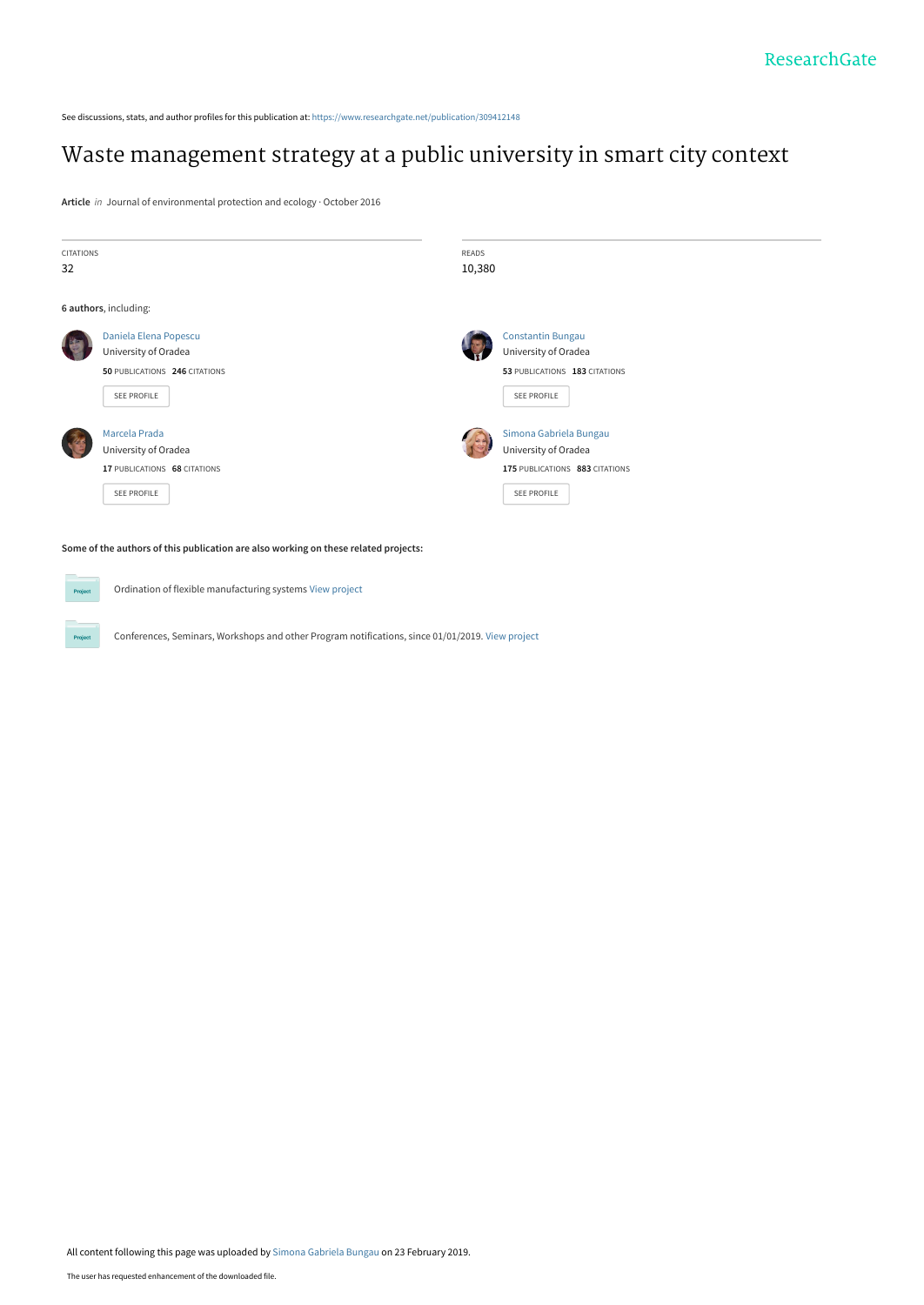See discussions, stats, and author profiles for this publication at: https://www.researchgate.net/publication/309412148

# Waste management strategy at a public university in smart city context

**Article** *in* Journal of environmental protection and ecology · October 2016

| CITATIONS | READS |
| --- | --- |
| 32 | 10,380 |

**6 authors**, including:

Daniela Elena Popescu
University of Oradea
**50** PUBLICATIONS **246** CITATIONS
SEE PROFILE

Constantin Bungau
University of Oradea
**53** PUBLICATIONS **183** CITATIONS
SEE PROFILE

Marcela Prada
University of Oradea
**17** PUBLICATIONS **68** CITATIONS
SEE PROFILE

Simona Gabriela Bungau
University of Oradea
**175** PUBLICATIONS **883** CITATIONS
SEE PROFILE

**Some of the authors of this publication are also working on these related projects:**

Ordination of flexible manufacturing systems View project

Conferences, Seminars, Workshops and other Program notifications, since 01/01/2019. View project

All content following this page was uploaded by Simona Gabriela Bungau on 23 February 2019.

The user has requested enhancement of the downloaded file.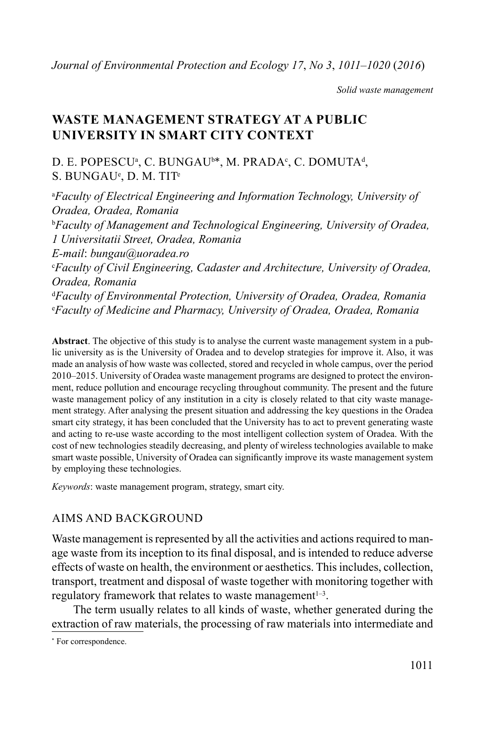*Solid waste management*

# WASTE MANAGEMENT STRATEGY AT A PUBLIC UNIVERSITY IN SMART CITY CONTEXT

D. E. POPESCU[a], C. BUNGAU[b]*, M. PRADA[c], C. DOMUTA[d], S. BUNGAU[e], D. M. TIT[e]

[a]*Faculty of Electrical Engineering and Information Technology, University of Oradea, Oradea, Romania*

[b]*Faculty of Management and Technological Engineering, University of Oradea, 1 Universitatii Street, Oradea, Romania*

*E-mail*: *bungau@uoradea.ro*

[c]*Faculty of Civil Engineering, Cadaster and Architecture, University of Oradea, Oradea, Romania*

[d]*Faculty of Environmental Protection, University of Oradea, Oradea, Romania*

[e]*Faculty of Medicine and Pharmacy, University of Oradea, Oradea, Romania*

**Abstract**. The objective of this study is to analyse the current waste management system in a public university as is the University of Oradea and to develop strategies for improve it. Also, it was made an analysis of how waste was collected, stored and recycled in whole campus, over the period 2010–2015. University of Oradea waste management programs are designed to protect the environment, reduce pollution and encourage recycling throughout community. The present and the future waste management policy of any institution in a city is closely related to that city waste management strategy. After analysing the present situation and addressing the key questions in the Oradea smart city strategy, it has been concluded that the University has to act to prevent generating waste and acting to re-use waste according to the most intelligent collection system of Oradea. With the cost of new technologies steadily decreasing, and plenty of wireless technologies available to make smart waste possible, University of Oradea can significantly improve its waste management system by employing these technologies.

*Keywords*: waste management program, strategy, smart city.

## AIMS AND BACKGROUND

Waste management is represented by all the activities and actions required to manage waste from its inception to its final disposal, and is intended to reduce adverse effects of waste on health, the environment or aesthetics. This includes, collection, transport, treatment and disposal of waste together with monitoring together with regulatory framework that relates to waste management[1–3].

The term usually relates to all kinds of waste, whether generated during the extraction of raw materials, the processing of raw materials into intermediate and

\* For correspondence.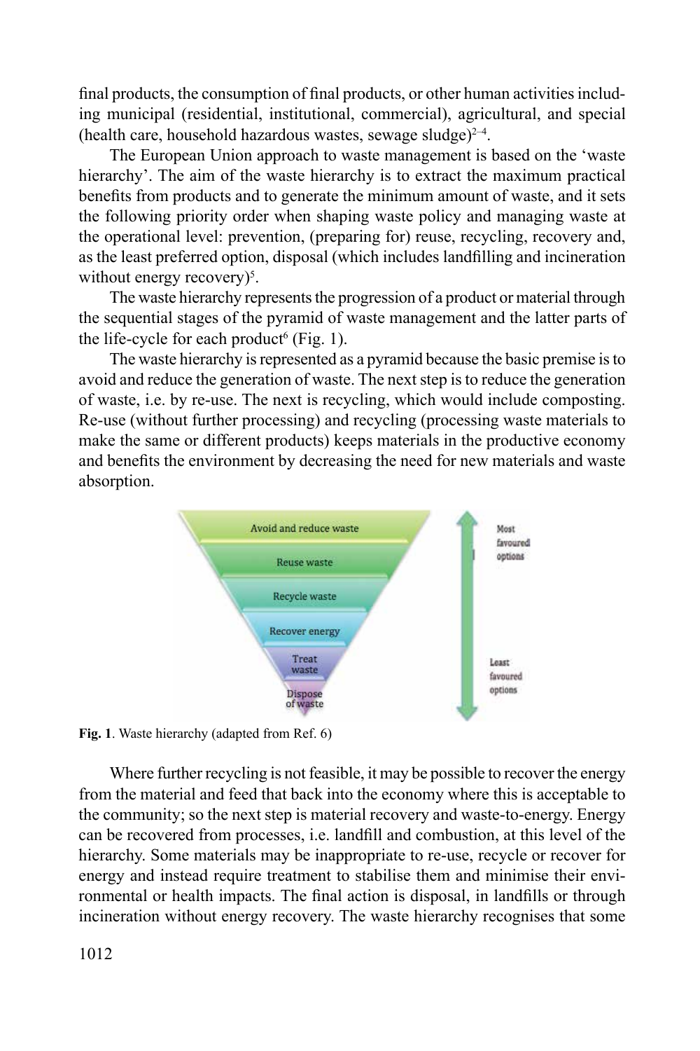final products, the consumption of final products, or other human activities including municipal (residential, institutional, commercial), agricultural, and special (health care, household hazardous wastes, sewage sludge)[2–4].

The European Union approach to waste management is based on the 'waste hierarchy'. The aim of the waste hierarchy is to extract the maximum practical benefits from products and to generate the minimum amount of waste, and it sets the following priority order when shaping waste policy and managing waste at the operational level: prevention, (preparing for) reuse, recycling, recovery and, as the least preferred option, disposal (which includes landfilling and incineration without energy recovery)[5].

The waste hierarchy represents the progression of a product or material through the sequential stages of the pyramid of waste management and the latter parts of the life-cycle for each product[6] (Fig. 1).

The waste hierarchy is represented as a pyramid because the basic premise is to avoid and reduce the generation of waste. The next step is to reduce the generation of waste, i.e. by re-use. The next is recycling, which would include composting. Re-use (without further processing) and recycling (processing waste materials to make the same or different products) keeps materials in the productive economy and benefits the environment by decreasing the need for new materials and waste absorption.

Avoid and reduce waste

Reuse waste

Recycle waste

Recover energy

Treat waste

Dispose of waste

Most favoured options

Least favoured options

**Fig. 1**. Waste hierarchy (adapted from Ref. 6)

Where further recycling is not feasible, it may be possible to recover the energy from the material and feed that back into the economy where this is acceptable to the community; so the next step is material recovery and waste-to-energy. Energy can be recovered from processes, i.e. landfill and combustion, at this level of the hierarchy. Some materials may be inappropriate to re-use, recycle or recover for energy and instead require treatment to stabilise them and minimise their environmental or health impacts. The final action is disposal, in landfills or through incineration without energy recovery. The waste hierarchy recognises that some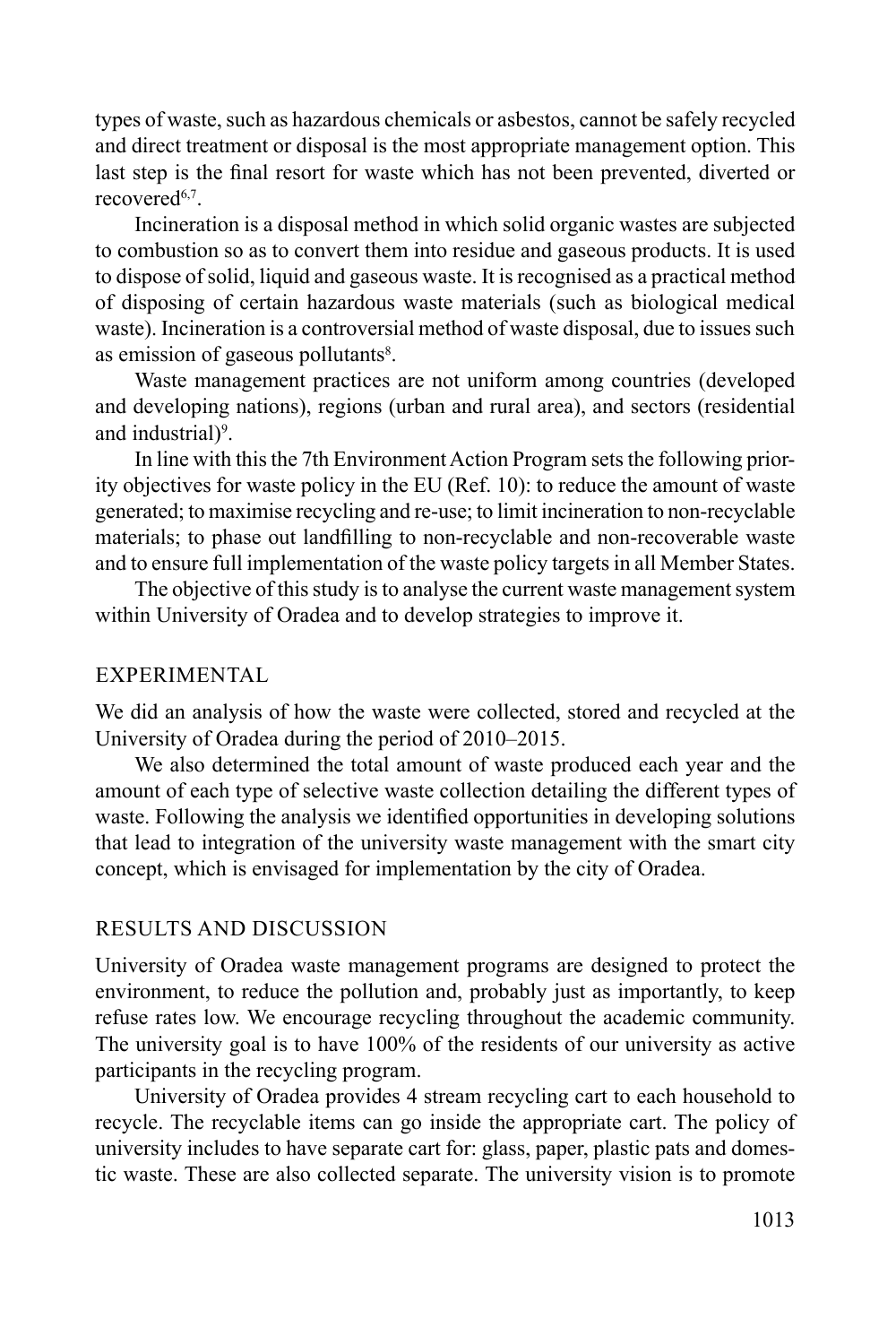types of waste, such as hazardous chemicals or asbestos, cannot be safely recycled and direct treatment or disposal is the most appropriate management option. This last step is the final resort for waste which has not been prevented, diverted or recovered[6,7].

Incineration is a disposal method in which solid organic wastes are subjected to combustion so as to convert them into residue and gaseous products. It is used to dispose of solid, liquid and gaseous waste. It is recognised as a practical method of disposing of certain hazardous waste materials (such as biological medical waste). Incineration is a controversial method of waste disposal, due to issues such as emission of gaseous pollutants[8].

Waste management practices are not uniform among countries (developed and developing nations), regions (urban and rural area), and sectors (residential and industrial)[9].

In line with this the 7th Environment Action Program sets the following priority objectives for waste policy in the EU (Ref. 10): to reduce the amount of waste generated; to maximise recycling and re-use; to limit incineration to non-recyclable materials; to phase out landfilling to non-recyclable and non-recoverable waste and to ensure full implementation of the waste policy targets in all Member States.

The objective of this study is to analyse the current waste management system within University of Oradea and to develop strategies to improve it.

## EXPERIMENTAL

We did an analysis of how the waste were collected, stored and recycled at the University of Oradea during the period of 2010–2015.

We also determined the total amount of waste produced each year and the amount of each type of selective waste collection detailing the different types of waste. Following the analysis we identified opportunities in developing solutions that lead to integration of the university waste management with the smart city concept, which is envisaged for implementation by the city of Oradea.

## RESULTS AND DISCUSSION

University of Oradea waste management programs are designed to protect the environment, to reduce the pollution and, probably just as importantly, to keep refuse rates low. We encourage recycling throughout the academic community. The university goal is to have 100% of the residents of our university as active participants in the recycling program.

University of Oradea provides 4 stream recycling cart to each household to recycle. The recyclable items can go inside the appropriate cart. The policy of university includes to have separate cart for: glass, paper, plastic pats and domestic waste. These are also collected separate. The university vision is to promote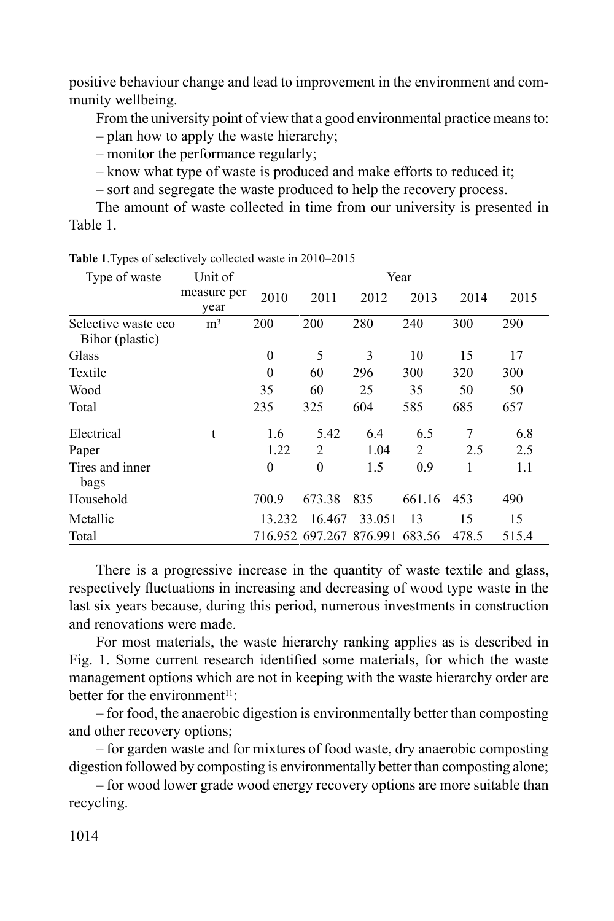positive behaviour change and lead to improvement in the environment and community wellbeing.

From the university point of view that a good environmental practice means to:

– plan how to apply the waste hierarchy;

– monitor the performance regularly;

– know what type of waste is produced and make efforts to reduced it;

– sort and segregate the waste produced to help the recovery process.

The amount of waste collected in time from our university is presented in Table 1.

**Table 1**.Types of selectively collected waste in 2010–2015

| Type of waste | Unit of measure per year | Year | | | | | |
|---|---|---|---|---|---|---|---|
| | | 2010 | 2011 | 2012 | 2013 | 2014 | 2015 |
| Selective waste eco Bihor (plastic) | $m^3$ | 200 | 200 | 280 | 240 | 300 | 290 |
| Glass | | 0 | 5 | 3 | 10 | 15 | 17 |
| Textile | | 0 | 60 | 296 | 300 | 320 | 300 |
| Wood | | 35 | 60 | 25 | 35 | 50 | 50 |
| Total | | 235 | 325 | 604 | 585 | 685 | 657 |
| Electrical | t | 1.6 | 5.42 | 6.4 | 6.5 | 7 | 6.8 |
| Paper | | 1.22 | 2 | 1.04 | 2 | 2.5 | 2.5 |
| Tires and inner bags | | 0 | 0 | 1.5 | 0.9 | 1 | 1.1 |
| Household | | 700.9 | 673.38 | 835 | 661.16 | 453 | 490 |
| Metallic | | 13.232 | 16.467 | 33.051 | 13 | 15 | 15 |
| Total | | 716.952 | 697.267 | 876.991 | 683.56 | 478.5 | 515.4 |

There is a progressive increase in the quantity of waste textile and glass, respectively fluctuations in increasing and decreasing of wood type waste in the last six years because, during this period, numerous investments in construction and renovations were made.

For most materials, the waste hierarchy ranking applies as is described in Fig. 1. Some current research identified some materials, for which the waste management options which are not in keeping with the waste hierarchy order are better for the environment[11]:

– for food, the anaerobic digestion is environmentally better than composting and other recovery options;

– for garden waste and for mixtures of food waste, dry anaerobic composting digestion followed by composting is environmentally better than composting alone;

– for wood lower grade wood energy recovery options are more suitable than recycling.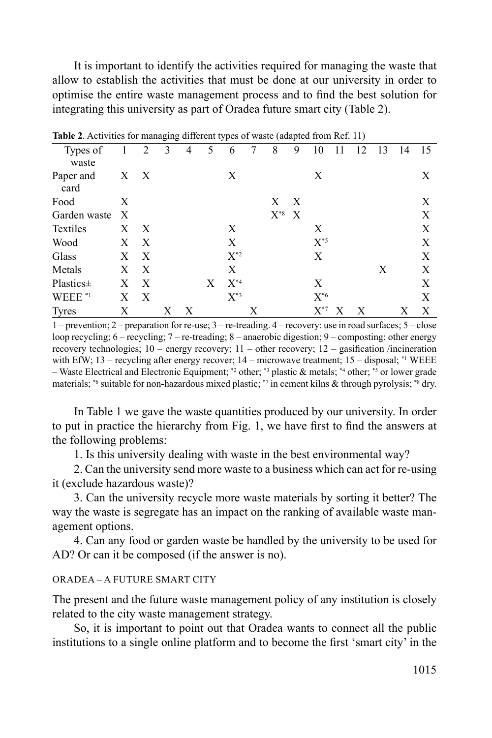It is important to identify the activities required for managing the waste that allow to establish the activities that must be done at our university in order to optimise the entire waste management process and to find the best solution for integrating this university as part of Oradea future smart city (Table 2).

**Table 2**. Activities for managing different types of waste (adapted from Ref. 11)

| Types of waste | 1 | 2 | 3 | 4 | 5 | 6 | 7 | 8 | 9 | 10 | 11 | 12 | 13 | 14 | 15 |
|---|---|---|---|---|---|---|---|---|---|---|---|---|---|---|---|
| Paper and card | X | X | | | | X | | | | X | | | | | X |
| Food | X | | | | | | | X | X | | | | | | X |
| Garden waste | X | | | | | | | X[*8] | X | | | | | | X |
| Textiles | X | X | | | | X | | | | X | | | | | X |
| Wood | X | X | | | | X | | | | X[*5] | | | | | X |
| Glass | X | X | | | | X[*2] | | | | X | | | | | X |
| Metals | X | X | | | | X | | | | | | | X | | X |
| Plastics± | X | X | | | X | X[*4] | | | | X | | | | | X |
| WEEE [*1] | X | X | | | | X[*3] | | | | X[*6] | | | | | X |
| Tyres | X | | X | X | | | X | | | X[*7] | X | X | | X | X |

1 – prevention; 2 – preparation for re-use; 3 – re-treading. 4 – recovery: use in road surfaces; 5 – close loop recycling; 6 – recycling; 7 – re-treading; 8 – anaerobic digestion; 9 – composting: other energy recovery technologies; 10 – energy recovery; 11 – other recovery; 12 – gasification /incineration with EfW; 13 – recycling after energy recover; 14 – microwave treatment; 15 – disposal; [*1] WEEE – Waste Electrical and Electronic Equipment; [*2] other; [*3] plastic & metals; [*4] other; [*5] or lower grade materials; [*6] suitable for non-hazardous mixed plastic; [*7] in cement kilns & through pyrolysis; [*8] dry.

In Table 1 we gave the waste quantities produced by our university. In order to put in practice the hierarchy from Fig. 1, we have first to find the answers at the following problems:

1. Is this university dealing with waste in the best environmental way?

2. Can the university send more waste to a business which can act for re-using it (exclude hazardous waste)?

3. Can the university recycle more waste materials by sorting it better? The way the waste is segregate has an impact on the ranking of available waste management options.

4. Can any food or garden waste be handled by the university to be used for AD? Or can it be composed (if the answer is no).

## ORADEA – A FUTURE SMART CITY

The present and the future waste management policy of any institution is closely related to the city waste management strategy.

So, it is important to point out that Oradea wants to connect all the public institutions to a single online platform and to become the first 'smart city' in the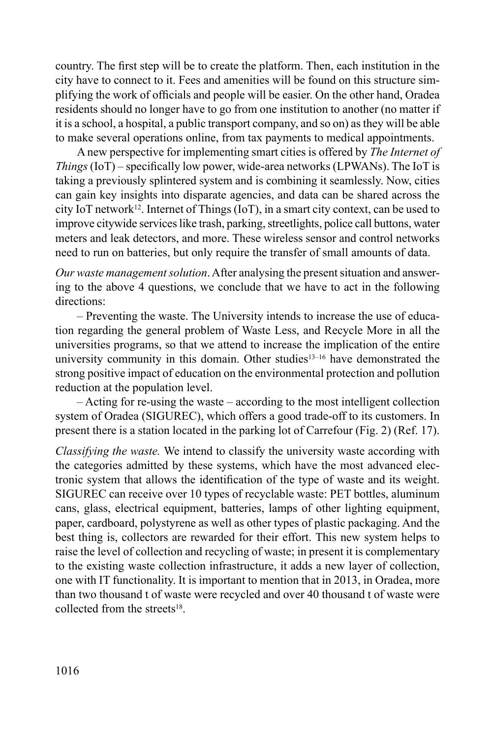country. The first step will be to create the platform. Then, each institution in the city have to connect to it. Fees and amenities will be found on this structure simplifying the work of officials and people will be easier. On the other hand, Oradea residents should no longer have to go from one institution to another (no matter if it is a school, a hospital, a public transport company, and so on) as they will be able to make several operations online, from tax payments to medical appointments.

A new perspective for implementing smart cities is offered by *The Internet of Things* (IoT) – specifically low power, wide-area networks (LPWANs). The IoT is taking a previously splintered system and is combining it seamlessly. Now, cities can gain key insights into disparate agencies, and data can be shared across the city IoT network[12]. Internet of Things (IoT), in a smart city context, can be used to improve citywide services like trash, parking, streetlights, police call buttons, water meters and leak detectors, and more. These wireless sensor and control networks need to run on batteries, but only require the transfer of small amounts of data.

*Our waste management solution*. After analysing the present situation and answering to the above 4 questions, we conclude that we have to act in the following directions:

– Preventing the waste. The University intends to increase the use of education regarding the general problem of Waste Less, and Recycle More in all the universities programs, so that we attend to increase the implication of the entire university community in this domain. Other studies[13–16] have demonstrated the strong positive impact of education on the environmental protection and pollution reduction at the population level.

– Acting for re-using the waste – according to the most intelligent collection system of Oradea (SIGUREC), which offers a good trade-off to its customers. In present there is a station located in the parking lot of Carrefour (Fig. 2) (Ref. 17).

*Classifying the waste.* We intend to classify the university waste according with the categories admitted by these systems, which have the most advanced electronic system that allows the identification of the type of waste and its weight. SIGUREC can receive over 10 types of recyclable waste: PET bottles, aluminum cans, glass, electrical equipment, batteries, lamps of other lighting equipment, paper, cardboard, polystyrene as well as other types of plastic packaging. And the best thing is, collectors are rewarded for their effort. This new system helps to raise the level of collection and recycling of waste; in present it is complementary to the existing waste collection infrastructure, it adds a new layer of collection, one with IT functionality. It is important to mention that in 2013, in Oradea, more than two thousand t of waste were recycled and over 40 thousand t of waste were collected from the streets[18].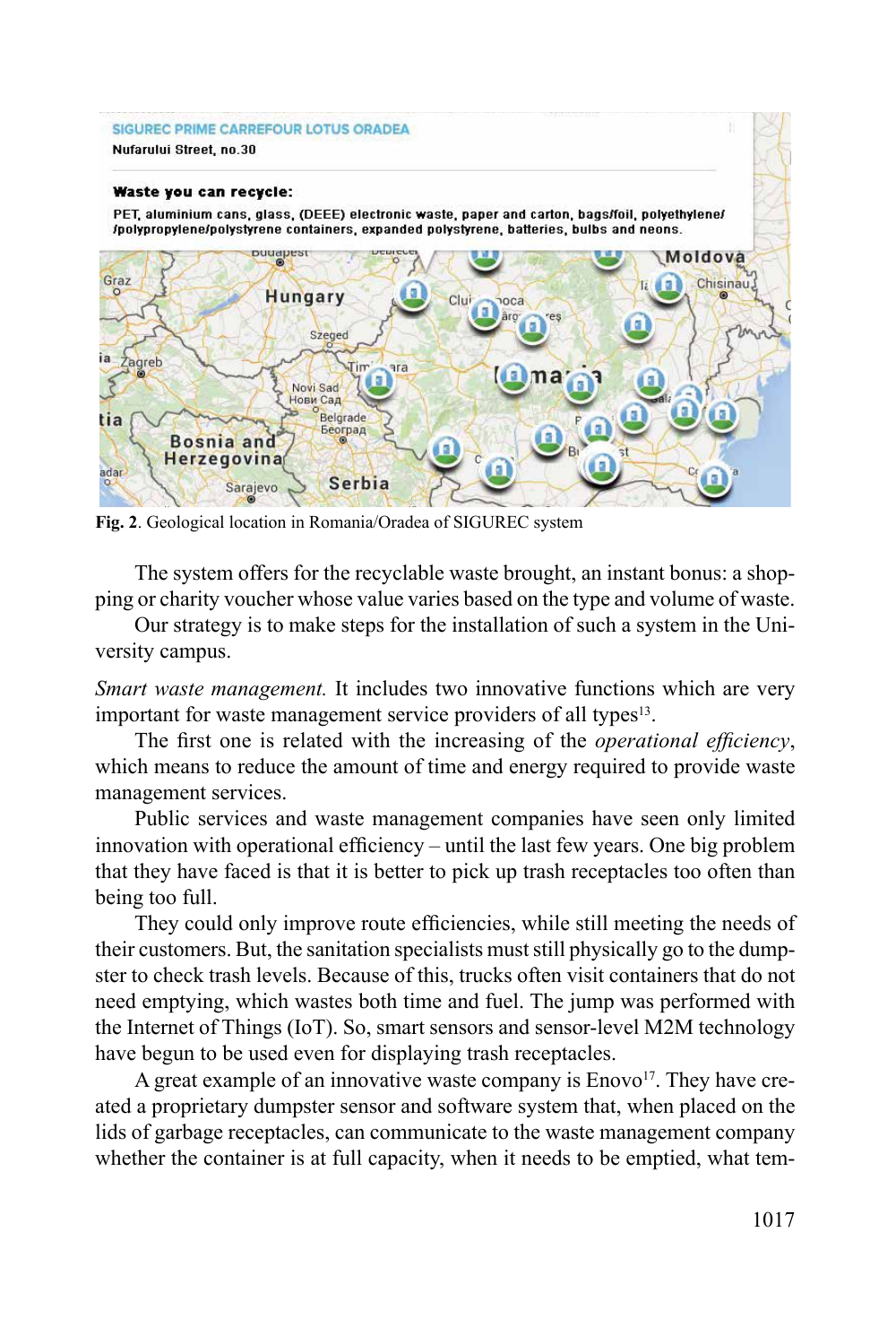Fig. 2. Geological location in Romania/Oradea of SIGUREC system

The system offers for the recyclable waste brought, an instant bonus: a shopping or charity voucher whose value varies based on the type and volume of waste.

Our strategy is to make steps for the installation of such a system in the University campus.

*Smart waste management.* It includes two innovative functions which are very important for waste management service providers of all types[13].

The first one is related with the increasing of the *operational efficiency*, which means to reduce the amount of time and energy required to provide waste management services.

Public services and waste management companies have seen only limited innovation with operational efficiency – until the last few years. One big problem that they have faced is that it is better to pick up trash receptacles too often than being too full.

They could only improve route efficiencies, while still meeting the needs of their customers. But, the sanitation specialists must still physically go to the dumpster to check trash levels. Because of this, trucks often visit containers that do not need emptying, which wastes both time and fuel. The jump was performed with the Internet of Things (IoT). So, smart sensors and sensor-level M2M technology have begun to be used even for displaying trash receptacles.

A great example of an innovative waste company is Enovo[17]. They have created a proprietary dumpster sensor and software system that, when placed on the lids of garbage receptacles, can communicate to the waste management company whether the container is at full capacity, when it needs to be emptied, what tem-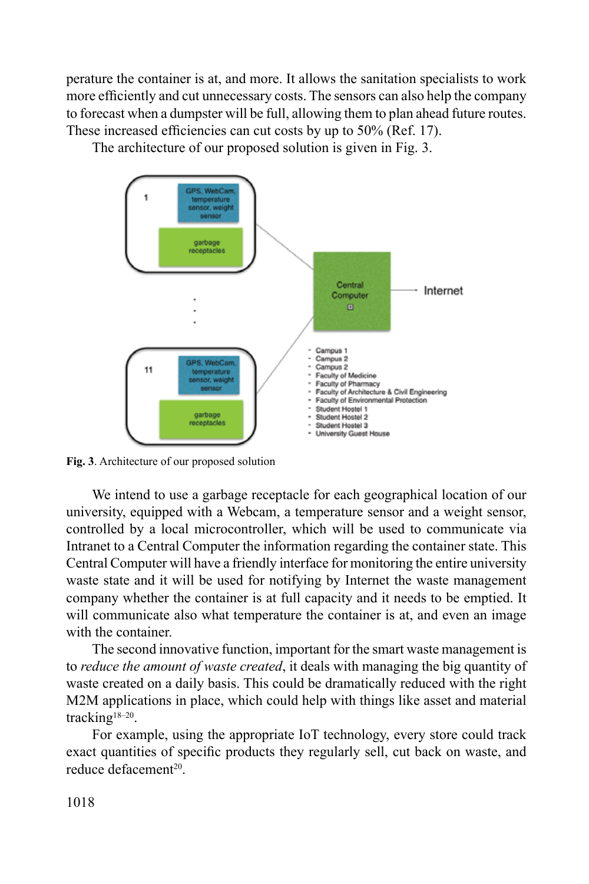perature the container is at, and more. It allows the sanitation specialists to work more efficiently and cut unnecessary costs. The sensors can also help the company to forecast when a dumpster will be full, allowing them to plan ahead future routes. These increased efficiencies can cut costs by up to 50% (Ref. 17).

The architecture of our proposed solution is given in Fig. 3.

**Fig. 3**. Architecture of our proposed solution

We intend to use a garbage receptacle for each geographical location of our university, equipped with a Webcam, a temperature sensor and a weight sensor, controlled by a local microcontroller, which will be used to communicate via Intranet to a Central Computer the information regarding the container state. This Central Computer will have a friendly interface for monitoring the entire university waste state and it will be used for notifying by Internet the waste management company whether the container is at full capacity and it needs to be emptied. It will communicate also what temperature the container is at, and even an image with the container.

The second innovative function, important for the smart waste management is to *reduce the amount of waste created*, it deals with managing the big quantity of waste created on a daily basis. This could be dramatically reduced with the right M2M applications in place, which could help with things like asset and material tracking[18–20].

For example, using the appropriate IoT technology, every store could track exact quantities of specific products they regularly sell, cut back on waste, and reduce defacement[20].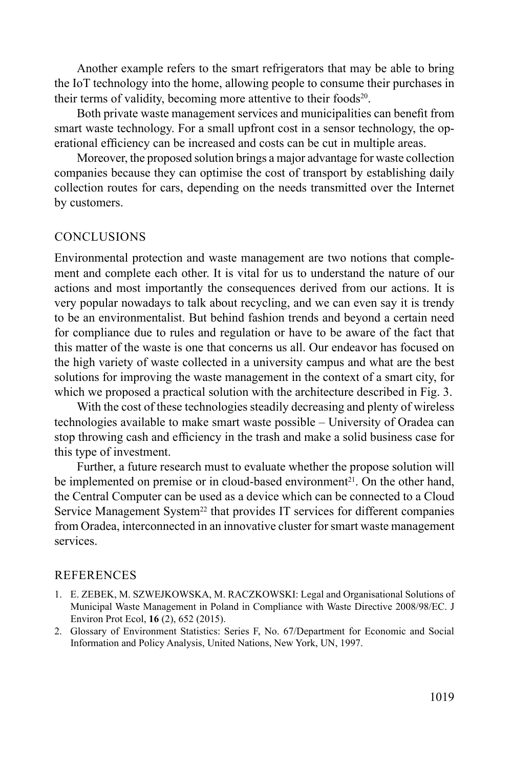Another example refers to the smart refrigerators that may be able to bring the IoT technology into the home, allowing people to consume their purchases in their terms of validity, becoming more attentive to their foods[20].

Both private waste management services and municipalities can benefit from smart waste technology. For a small upfront cost in a sensor technology, the operational efficiency can be increased and costs can be cut in multiple areas.

Moreover, the proposed solution brings a major advantage for waste collection companies because they can optimise the cost of transport by establishing daily collection routes for cars, depending on the needs transmitted over the Internet by customers.

## CONCLUSIONS

Environmental protection and waste management are two notions that complement and complete each other. It is vital for us to understand the nature of our actions and most importantly the consequences derived from our actions. It is very popular nowadays to talk about recycling, and we can even say it is trendy to be an environmentalist. But behind fashion trends and beyond a certain need for compliance due to rules and regulation or have to be aware of the fact that this matter of the waste is one that concerns us all. Our endeavor has focused on the high variety of waste collected in a university campus and what are the best solutions for improving the waste management in the context of a smart city, for which we proposed a practical solution with the architecture described in Fig. 3.

With the cost of these technologies steadily decreasing and plenty of wireless technologies available to make smart waste possible – University of Oradea can stop throwing cash and efficiency in the trash and make a solid business case for this type of investment.

Further, a future research must to evaluate whether the propose solution will be implemented on premise or in cloud-based environment[21]. On the other hand, the Central Computer can be used as a device which can be connected to a Cloud Service Management System[22] that provides IT services for different companies from Oradea, interconnected in an innovative cluster for smart waste management services.

## REFERENCES

1. E. ZEBEK, M. SZWEJKOWSKA, M. RACZKOWSKI: Legal and Organisational Solutions of Municipal Waste Management in Poland in Compliance with Waste Directive 2008/98/EC. J Environ Prot Ecol, **16** (2), 652 (2015).
2. Glossary of Environment Statistics: Series F, No. 67/Department for Economic and Social Information and Policy Analysis, United Nations, New York, UN, 1997.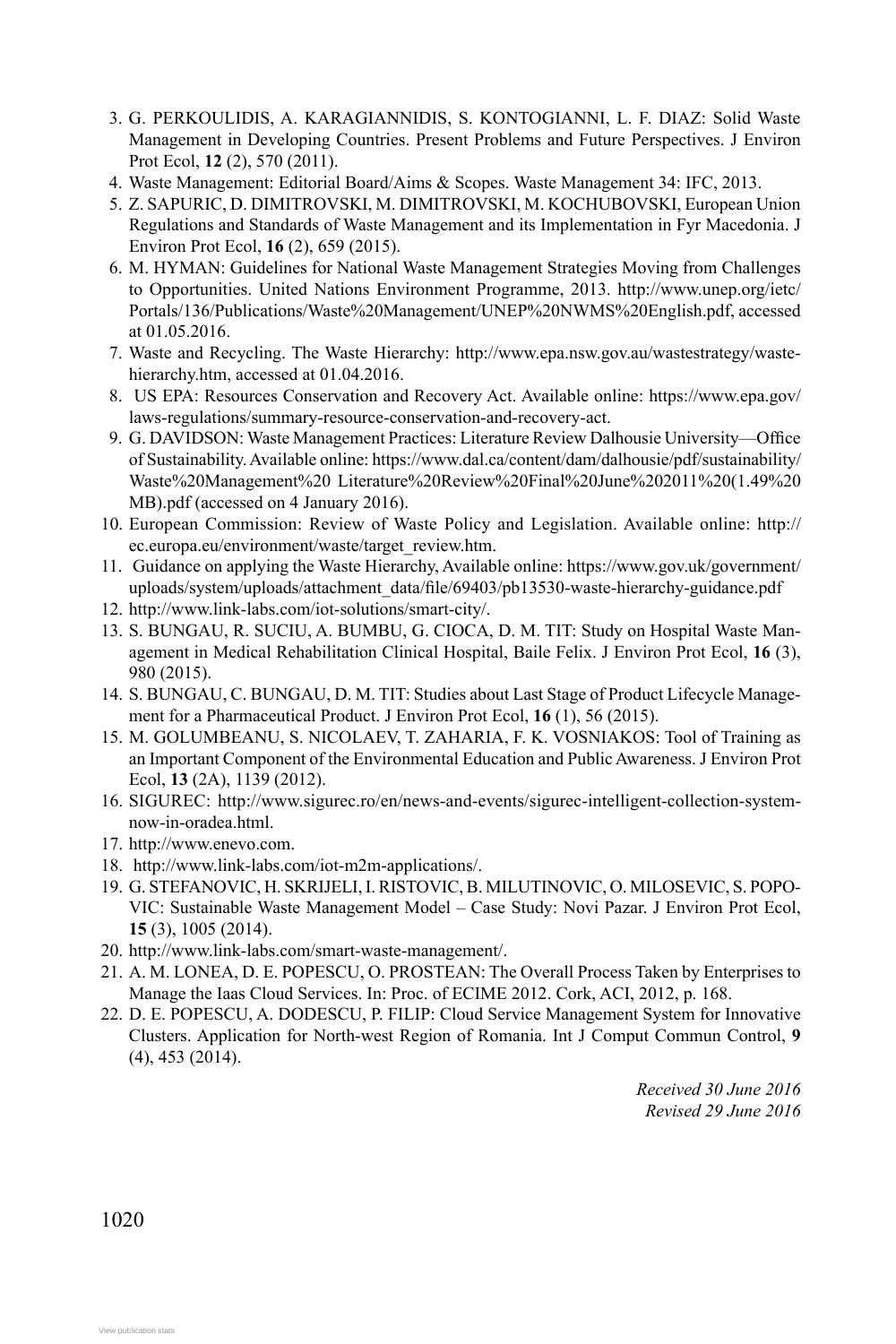3. G. PERKOULIDIS, A. KARAGIANNIDIS, S. KONTOGIANNI, L. F. DIAZ: Solid Waste Management in Developing Countries. Present Problems and Future Perspectives. J Environ Prot Ecol, **12** (2), 570 (2011).
4. Waste Management: Editorial Board/Aims & Scopes. Waste Management 34: IFC, 2013.
5. Z. SAPURIC, D. DIMITROVSKI, M. DIMITROVSKI, M. KOCHUBOVSKI, European Union Regulations and Standards of Waste Management and its Implementation in Fyr Macedonia. J Environ Prot Ecol, **16** (2), 659 (2015).
6. M. HYMAN: Guidelines for National Waste Management Strategies Moving from Challenges to Opportunities. United Nations Environment Programme, 2013. http://www.unep.org/ietc/Portals/136/Publications/Waste%20Management/UNEP%20NWMS%20English.pdf, accessed at 01.05.2016.
7. Waste and Recycling. The Waste Hierarchy: http://www.epa.nsw.gov.au/wastestrategy/waste-hierarchy.htm, accessed at 01.04.2016.
8. US EPA: Resources Conservation and Recovery Act. Available online: https://www.epa.gov/laws-regulations/summary-resource-conservation-and-recovery-act.
9. G. DAVIDSON: Waste Management Practices: Literature Review Dalhousie University—Office of Sustainability. Available online: https://www.dal.ca/content/dam/dalhousie/pdf/sustainability/Waste%20Management%20 Literature%20Review%20Final%20June%202011%20(1.49%20MB).pdf (accessed on 4 January 2016).
10. European Commission: Review of Waste Policy and Legislation. Available online: http://ec.europa.eu/environment/waste/target_review.htm.
11. Guidance on applying the Waste Hierarchy, Available online: https://www.gov.uk/government/uploads/system/uploads/attachment_data/file/69403/pb13530-waste-hierarchy-guidance.pdf
12. http://www.link-labs.com/iot-solutions/smart-city/.
13. S. BUNGAU, R. SUCIU, A. BUMBU, G. CIOCA, D. M. TIT: Study on Hospital Waste Management in Medical Rehabilitation Clinical Hospital, Baile Felix. J Environ Prot Ecol, **16** (3), 980 (2015).
14. S. BUNGAU, C. BUNGAU, D. M. TIT: Studies about Last Stage of Product Lifecycle Management for a Pharmaceutical Product. J Environ Prot Ecol, **16** (1), 56 (2015).
15. M. GOLUMBEANU, S. NICOLAEV, T. ZAHARIA, F. K. VOSNIAKOS: Tool of Training as an Important Component of the Environmental Education and Public Awareness. J Environ Prot Ecol, **13** (2A), 1139 (2012).
16. SIGUREC: http://www.sigurec.ro/en/news-and-events/sigurec-intelligent-collection-system-now-in-oradea.html.
17. http://www.enevo.com.
18. http://www.link-labs.com/iot-m2m-applications/.
19. G. STEFANOVIC, H. SKRIJELI, I. RISTOVIC, B. MILUTINOVIC, O. MILOSEVIC, S. POPOVIC: Sustainable Waste Management Model – Case Study: Novi Pazar. J Environ Prot Ecol, **15** (3), 1005 (2014).
20. http://www.link-labs.com/smart-waste-management/.
21. A. M. LONEA, D. E. POPESCU, O. PROSTEAN: The Overall Process Taken by Enterprises to Manage the Iaas Cloud Services. In: Proc. of ECIME 2012. Cork, ACI, 2012, p. 168.
22. D. E. POPESCU, A. DODESCU, P. FILIP: Cloud Service Management System for Innovative Clusters. Application for North-west Region of Romania. Int J Comput Commun Control, **9** (4), 453 (2014).

*Received 30 June 2016*
*Revised 29 June 2016*